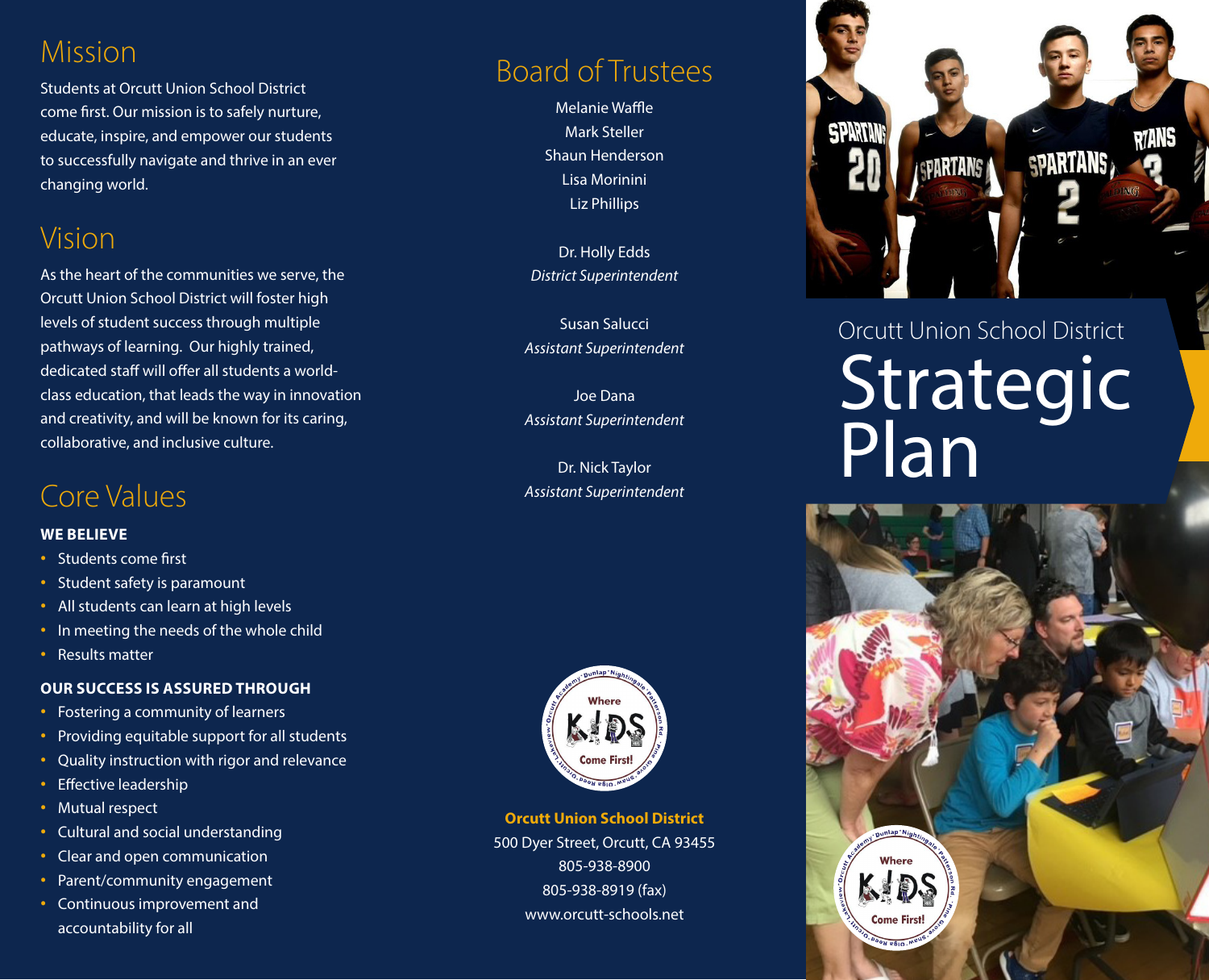## Mission

Students at Orcutt Union School District come first. Our mission is to safely nurture, educate, inspire, and empower our students to successfully navigate and thrive in an ever changing world.

## Vision

As the heart of the communities we serve, the Orcutt Union School District will foster high levels of student success through multiple pathways of learning. Our highly trained, dedicated staff will offer all students a world-class education, that leads the way in innovation and creativity, and will be known for its caring, collaborative, and inclusive culture.

## Core Values

**WE BELIEVE**

- Students come first
- Student safety is paramount
- All students can learn at high levels
- In meeting the needs of the whole child
- Results matter

**OUR SUCCESS IS ASSURED THROUGH**

- Fostering a community of learners
- Providing equitable support for all students
- Quality instruction with rigor and relevance
- Effective leadership
- Mutual respect
- Cultural and social understanding
- Clear and open communication
- Parent/community engagement
- Continuous improvement and accountability for all

## Board of Trustees

Melanie Waffle
Mark Steller
Shaun Henderson
Lisa Morinini
Liz Phillips

Dr. Holly Edds
*District Superintendent*

Susan Salucci
*Assistant Superintendent*

Joe Dana
*Assistant Superintendent*

Dr. Nick Taylor
*Assistant Superintendent*

Where KIDS Come First!

**Orcutt Union School District**
500 Dyer Street, Orcutt, CA 93455
805-938-8900
805-938-8919 (fax)
www.orcutt-schools.net

Orcutt Union School District

# Strategic Plan

Where KIDS Come First!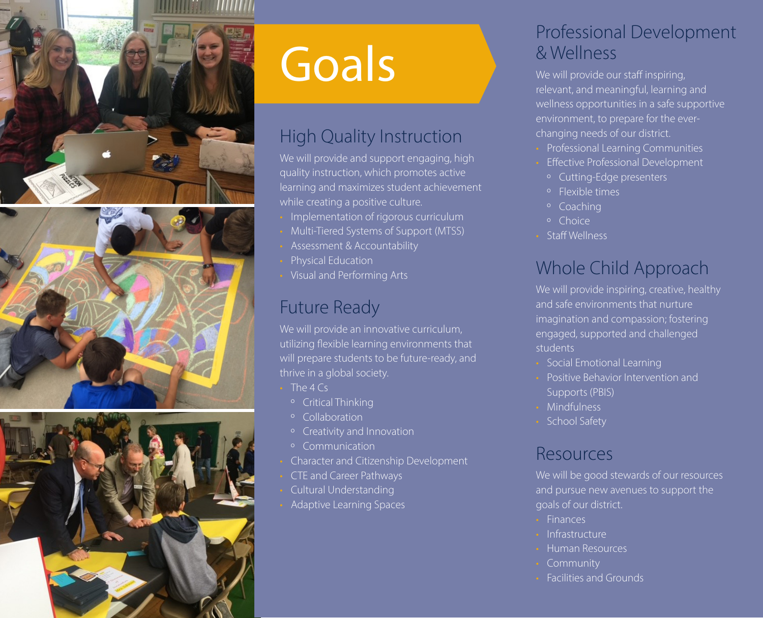# Goals

## High Quality Instruction

We will provide and support engaging, high quality instruction, which promotes active learning and maximizes student achievement while creating a positive culture.

- Implementation of rigorous curriculum
- Multi-Tiered Systems of Support (MTSS)
- Assessment & Accountability
- Physical Education
- Visual and Performing Arts

## Future Ready

We will provide an innovative curriculum, utilizing flexible learning environments that will prepare students to be future-ready, and thrive in a global society.

- The 4 Cs
  - Critical Thinking
  - Collaboration
  - Creativity and Innovation
  - Communication
- Character and Citizenship Development
- CTE and Career Pathways
- Cultural Understanding
- Adaptive Learning Spaces

## Professional Development & Wellness

We will provide our staff inspiring, relevant, and meaningful, learning and wellness opportunities in a safe supportive environment, to prepare for the ever-changing needs of our district.

- Professional Learning Communities
- Effective Professional Development
  - Cutting-Edge presenters
  - Flexible times
  - Coaching
  - Choice
- Staff Wellness

## Whole Child Approach

We will provide inspiring, creative, healthy and safe environments that nurture imagination and compassion; fostering engaged, supported and challenged students

- Social Emotional Learning
- Positive Behavior Intervention and Supports (PBIS)
- Mindfulness
- School Safety

## Resources

We will be good stewards of our resources and pursue new avenues to support the goals of our district.

- Finances
- Infrastructure
- Human Resources
- Community
- Facilities and Grounds